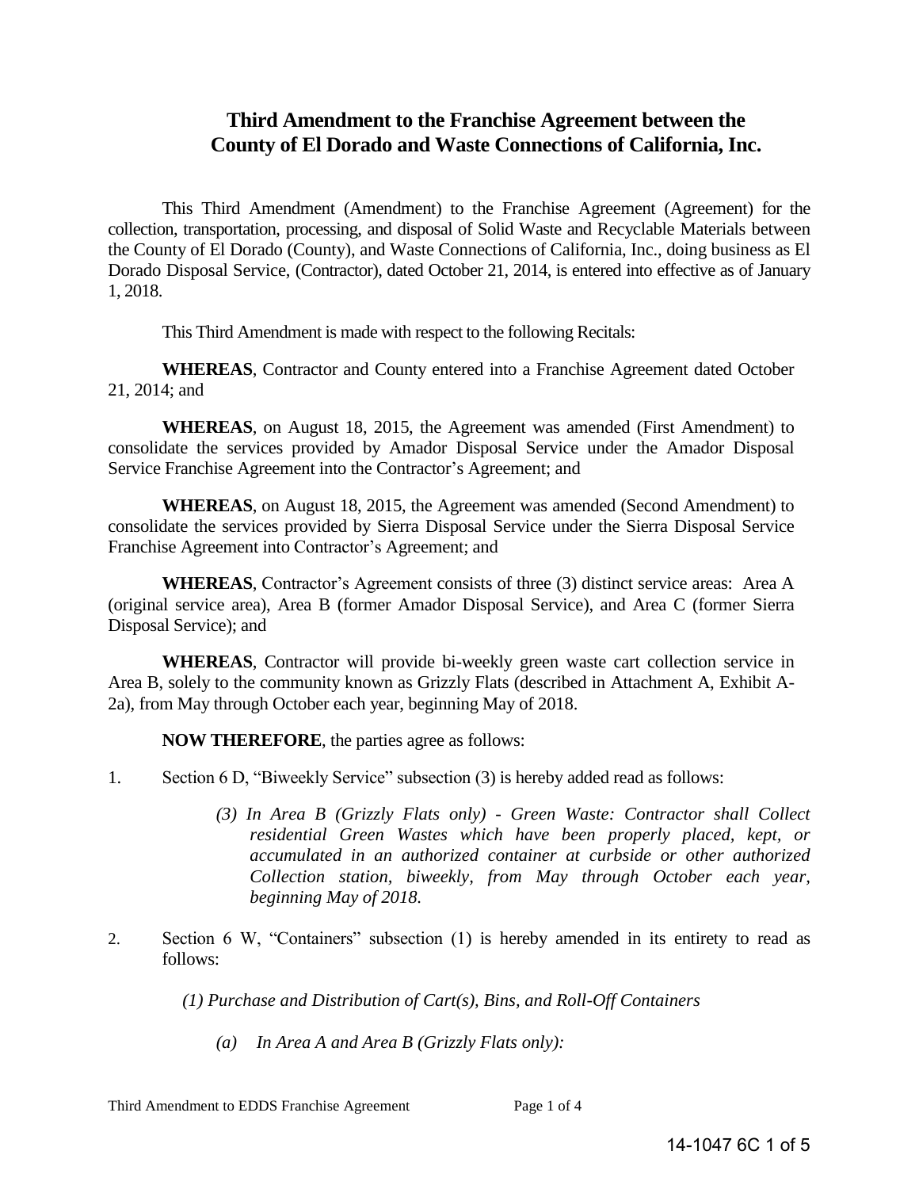# Third Amendment to the Franchise Agreement between the County of El Dorado and Waste Connections of California, Inc.

This Third Amendment (Amendment) to the Franchise Agreement (Agreement) for the collection, transportation, processing, and disposal of Solid Waste and Recyclable Materials between the County of El Dorado (County), and Waste Connections of California, Inc., doing business as El Dorado Disposal Service, (Contractor), dated October 21, 2014, is entered into effective as of January 1, 2018.

This Third Amendment is made with respect to the following Recitals:

**WHEREAS**, Contractor and County entered into a Franchise Agreement dated October 21, 2014; and

**WHEREAS**, on August 18, 2015, the Agreement was amended (First Amendment) to consolidate the services provided by Amador Disposal Service under the Amador Disposal Service Franchise Agreement into the Contractor's Agreement; and

**WHEREAS**, on August 18, 2015, the Agreement was amended (Second Amendment) to consolidate the services provided by Sierra Disposal Service under the Sierra Disposal Service Franchise Agreement into Contractor's Agreement; and

**WHEREAS**, Contractor's Agreement consists of three (3) distinct service areas: Area A (original service area), Area B (former Amador Disposal Service), and Area C (former Sierra Disposal Service); and

**WHEREAS**, Contractor will provide bi-weekly green waste cart collection service in Area B, solely to the community known as Grizzly Flats (described in Attachment A, Exhibit A-2a), from May through October each year, beginning May of 2018.

**NOW THEREFORE**, the parties agree as follows:

1. Section 6 D, "Biweekly Service" subsection (3) is hereby added read as follows:

   *(3) In Area B (Grizzly Flats only) - Green Waste: Contractor shall Collect residential Green Wastes which have been properly placed, kept, or accumulated in an authorized container at curbside or other authorized Collection station, biweekly, from May through October each year, beginning May of 2018.*

2. Section 6 W, "Containers" subsection (1) is hereby amended in its entirety to read as follows:

   *(1) Purchase and Distribution of Cart(s), Bins, and Roll-Off Containers*

   *(a) In Area A and Area B (Grizzly Flats only):*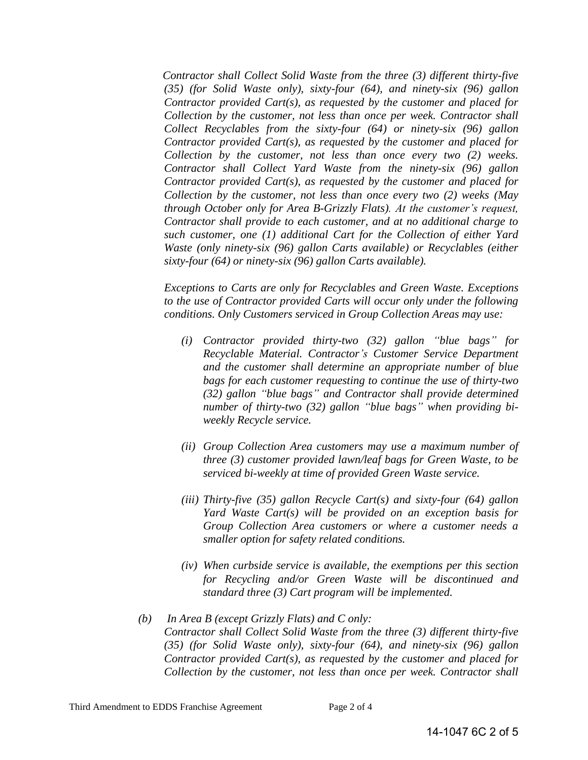*Contractor shall Collect Solid Waste from the three (3) different thirty-five (35) (for Solid Waste only), sixty-four (64), and ninety-six (96) gallon Contractor provided Cart(s), as requested by the customer and placed for Collection by the customer, not less than once per week. Contractor shall Collect Recyclables from the sixty-four (64) or ninety-six (96) gallon Contractor provided Cart(s), as requested by the customer and placed for Collection by the customer, not less than once every two (2) weeks. Contractor shall Collect Yard Waste from the ninety-six (96) gallon Contractor provided Cart(s), as requested by the customer and placed for Collection by the customer, not less than once every two (2) weeks (May through October only for Area B-Grizzly Flats). At the customer's request, Contractor shall provide to each customer, and at no additional charge to such customer, one (1) additional Cart for the Collection of either Yard Waste (only ninety-six (96) gallon Carts available) or Recyclables (either sixty-four (64) or ninety-six (96) gallon Carts available).*

*Exceptions to Carts are only for Recyclables and Green Waste. Exceptions to the use of Contractor provided Carts will occur only under the following conditions. Only Customers serviced in Group Collection Areas may use:*

*(i) Contractor provided thirty-two (32) gallon "blue bags" for Recyclable Material. Contractor's Customer Service Department and the customer shall determine an appropriate number of blue bags for each customer requesting to continue the use of thirty-two (32) gallon "blue bags" and Contractor shall provide determined number of thirty-two (32) gallon "blue bags" when providing bi-weekly Recycle service.*

*(ii) Group Collection Area customers may use a maximum number of three (3) customer provided lawn/leaf bags for Green Waste, to be serviced bi-weekly at time of provided Green Waste service.*

*(iii) Thirty-five (35) gallon Recycle Cart(s) and sixty-four (64) gallon Yard Waste Cart(s) will be provided on an exception basis for Group Collection Area customers or where a customer needs a smaller option for safety related conditions.*

*(iv) When curbside service is available, the exemptions per this section for Recycling and/or Green Waste will be discontinued and standard three (3) Cart program will be implemented.*

*(b) In Area B (except Grizzly Flats) and C only:*
*Contractor shall Collect Solid Waste from the three (3) different thirty-five (35) (for Solid Waste only), sixty-four (64), and ninety-six (96) gallon Contractor provided Cart(s), as requested by the customer and placed for Collection by the customer, not less than once per week. Contractor shall*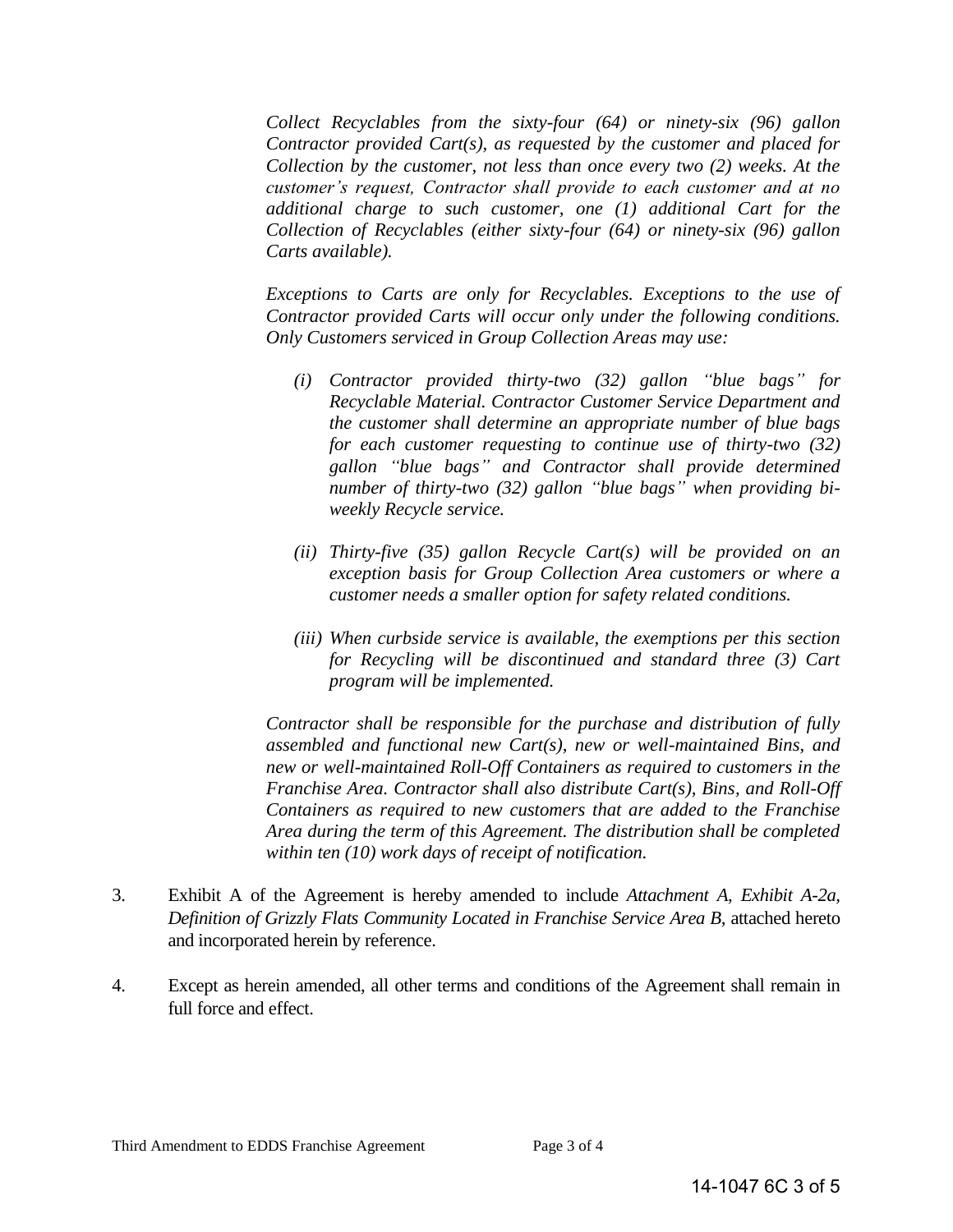*Collect Recyclables from the sixty-four (64) or ninety-six (96) gallon Contractor provided Cart(s), as requested by the customer and placed for Collection by the customer, not less than once every two (2) weeks. At the customer's request, Contractor shall provide to each customer and at no additional charge to such customer, one (1) additional Cart for the Collection of Recyclables (either sixty-four (64) or ninety-six (96) gallon Carts available).*

*Exceptions to Carts are only for Recyclables. Exceptions to the use of Contractor provided Carts will occur only under the following conditions. Only Customers serviced in Group Collection Areas may use:*

*(i) Contractor provided thirty-two (32) gallon "blue bags" for Recyclable Material. Contractor Customer Service Department and the customer shall determine an appropriate number of blue bags for each customer requesting to continue use of thirty-two (32) gallon "blue bags" and Contractor shall provide determined number of thirty-two (32) gallon "blue bags" when providing bi-weekly Recycle service.*

*(ii) Thirty-five (35) gallon Recycle Cart(s) will be provided on an exception basis for Group Collection Area customers or where a customer needs a smaller option for safety related conditions.*

*(iii) When curbside service is available, the exemptions per this section for Recycling will be discontinued and standard three (3) Cart program will be implemented.*

*Contractor shall be responsible for the purchase and distribution of fully assembled and functional new Cart(s), new or well-maintained Bins, and new or well-maintained Roll-Off Containers as required to customers in the Franchise Area. Contractor shall also distribute Cart(s), Bins, and Roll-Off Containers as required to new customers that are added to the Franchise Area during the term of this Agreement. The distribution shall be completed within ten (10) work days of receipt of notification.*

3. Exhibit A of the Agreement is hereby amended to include *Attachment A, Exhibit A-2a, Definition of Grizzly Flats Community Located in Franchise Service Area B,* attached hereto and incorporated herein by reference.

4. Except as herein amended, all other terms and conditions of the Agreement shall remain in full force and effect.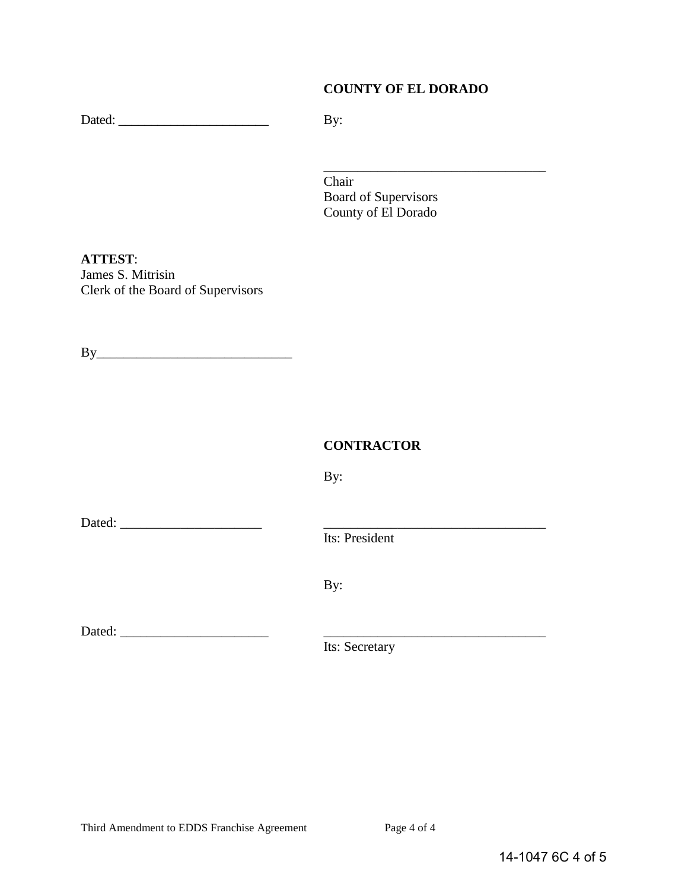**COUNTY OF EL DORADO**

Dated: ______________________ By:

_________________________________
Chair
Board of Supervisors
County of El Dorado

**ATTEST**:
James S. Mitrisin
Clerk of the Board of Supervisors

By_____________________________

**CONTRACTOR**

By:

Dated: _____________________ _________________________________
Its: President

By:

Dated: ______________________ _________________________________
Its: Secretary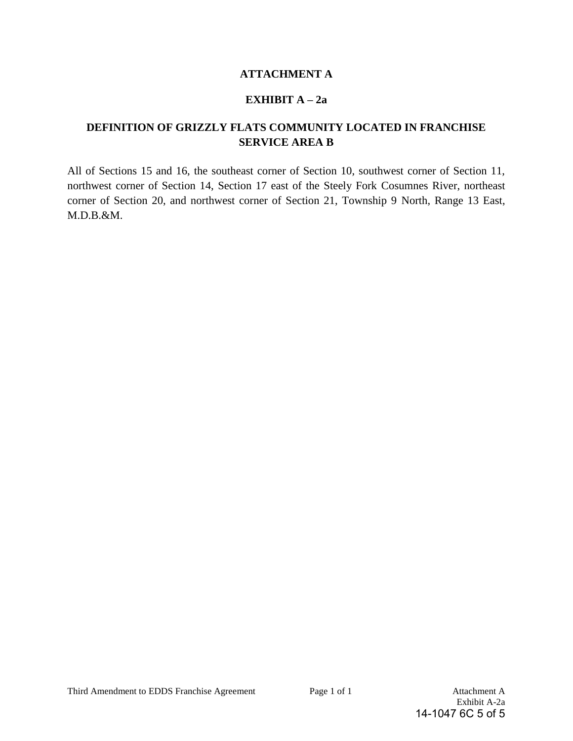# ATTACHMENT A

## EXHIBIT A – 2a

## DEFINITION OF GRIZZLY FLATS COMMUNITY LOCATED IN FRANCHISE SERVICE AREA B

All of Sections 15 and 16, the southeast corner of Section 10, southwest corner of Section 11, northwest corner of Section 14, Section 17 east of the Steely Fork Cosumnes River, northeast corner of Section 20, and northwest corner of Section 21, Township 9 North, Range 13 East, M.D.B.&M.